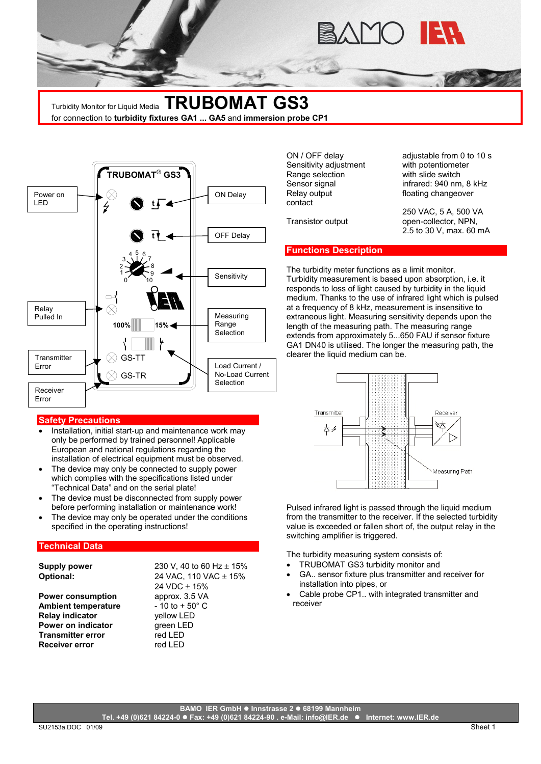Turbidity Monitor for Liquid Media **TRUBOMAT GS3**

for connection to **turbidity fixtures GA1 ... GA5** and **immersion probe CP1**

| | |
|---|---|
| ON / OFF delay | adjustable from 0 to 10 s |
| Sensitivity adjustment | with potentiometer |
| Range selection | with slide switch |
| Sensor signal | infrared: 940 nm, 8 kHz |
| Relay output contact | floating changeover |
| | 250 VAC, 5 A, 500 VA |
| Transistor output | open-collector, NPN, 2.5 to 30 V, max. 60 mA |

## Functions Description

The turbidity meter functions as a limit monitor. Turbidity measurement is based upon absorption, i.e. it responds to loss of light caused by turbidity in the liquid medium. Thanks to the use of infrared light which is pulsed at a frequency of 8 kHz, measurement is insensitive to extraneous light. Measuring sensitivity depends upon the length of the measuring path. The measuring range extends from approximately 5...650 FAU if sensor fixture GA1 DN40 is utilised. The longer the measuring path, the clearer the liquid medium can be.

Pulsed infrared light is passed through the liquid medium from the transmitter to the receiver. If the selected turbidity value is exceeded or fallen short of, the output relay in the switching amplifier is triggered.

The turbidity measuring system consists of:

- TRUBOMAT GS3 turbidity monitor and
- GA.. sensor fixture plus transmitter and receiver for installation into pipes, or
- Cable probe CP1.. with integrated transmitter and receiver

## Safety Precautions

- Installation, initial start-up and maintenance work may only be performed by trained personnel! Applicable European and national regulations regarding the installation of electrical equipment must be observed.
- The device may only be connected to supply power which complies with the specifications listed under "Technical Data" and on the serial plate!
- The device must be disconnected from supply power before performing installation or maintenance work!
- The device may only be operated under the conditions specified in the operating instructions!

## Technical Data

| | |
|---|---|
| **Supply power** | 230 V, 40 to 60 Hz ± 15% |
| **Optional:** | 24 VAC, 110 VAC ± 15% |
| | 24 VDC ± 15% |
| **Power consumption** | approx. 3.5 VA |
| **Ambient temperature** | - 10 to + 50° C |
| **Relay indicator** | yellow LED |
| **Power on indicator** | green LED |
| **Transmitter error** | red LED |
| **Receiver error** | red LED |

BAMO IER GmbH ● Innstrasse 2 ● 68199 Mannheim
Tel. +49 (0)621 84224-0 ● Fax: +49 (0)621 84224-90 . e-Mail: info@IER.de ● Internet: www.IER.de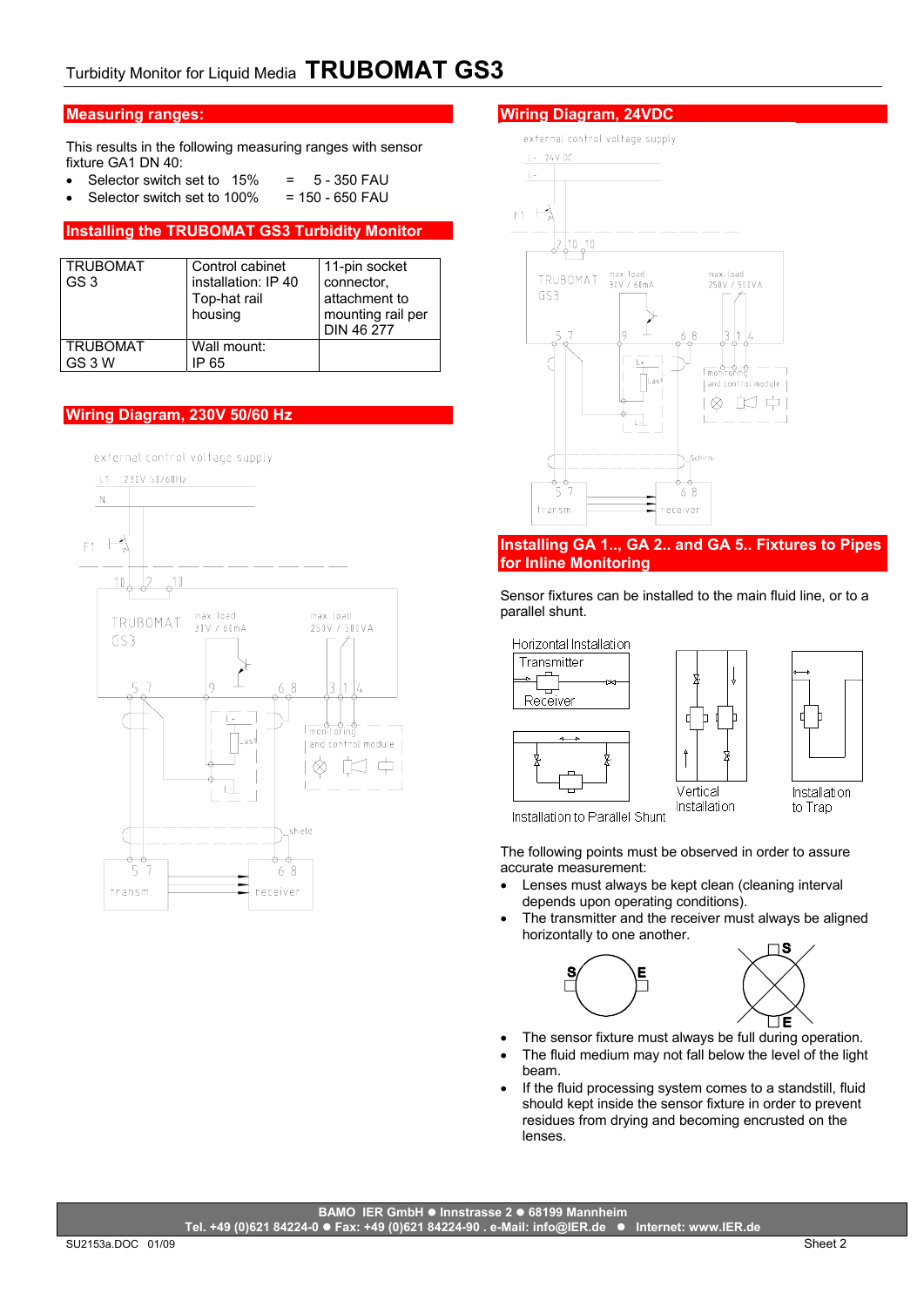## Measuring ranges:

This results in the following measuring ranges with sensor fixture GA1 DN 40:

- Selector switch set to 15% = 5 - 350 FAU
- Selector switch set to 100% = 150 - 650 FAU

## Installing the TRUBOMAT GS3 Turbidity Monitor

| TRUBOMAT GS 3 | Control cabinet installation: IP 40 Top-hat rail housing | 11-pin socket connector, attachment to mounting rail per DIN 46 277 |
|---|---|---|
| TRUBOMAT GS 3 W | Wall mount: IP 65 | |

## Wiring Diagram, 230V 50/60 Hz

external control voltage supply

L1 230V 50/60Hz

N

F1

10 2 10

TRUBOMAT GS3

max. load 31V / 60mA

max. load 250V / 500VA

5 7 9 6 8 3 1 4

L+

Last

L-

monitoring and control module

shield

5 7 transm.

6 8 receiver

## Wiring Diagram, 24VDC

external control voltage supply

L+ 24V DC

L-

F1

2 10 10

TRUBOMAT GS3

max. load 31V / 60mA

max. load 250V / 501VA

5 7 9 6 8 3 1 4

L+

Last

L-

monitoring and control module

Schirm

5 7 transm.

6 8 receiver

## Installing GA 1.., GA 2.. and GA 5.. Fixtures to Pipes for Inline Monitoring

Sensor fixtures can be installed to the main fluid line, or to a parallel shunt.

Horizontal Installation

Transmitter

Receiver

Installation to Parallel Shunt

Vertical Installation

Installation to Trap

The following points must be observed in order to assure accurate measurement:

- Lenses must always be kept clean (cleaning interval depends upon operating conditions).
- The transmitter and the receiver must always be aligned horizontally to one another.

S E

S E

- The sensor fixture must always be full during operation.
- The fluid medium may not fall below the level of the light beam.
- If the fluid processing system comes to a standstill, fluid should be kept inside the sensor fixture in order to prevent residues from drying and becoming encrusted on the lenses.

BAMO IER GmbH ● Innstrasse 2 ● 68199 Mannheim
Tel. +49 (0)621 84224-0 ● Fax: +49 (0)621 84224-90 . e-Mail: info@IER.de ● Internet: www.IER.de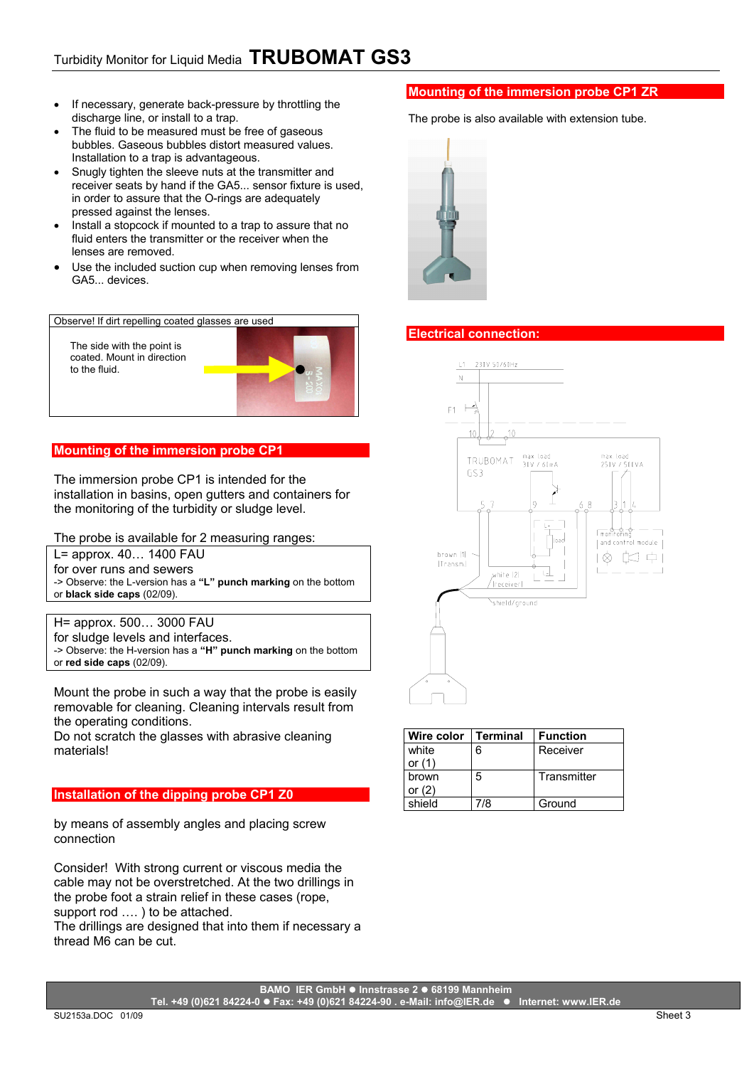- If necessary, generate back-pressure by throttling the discharge line, or install to a trap.
- The fluid to be measured must be free of gaseous bubbles. Gaseous bubbles distort measured values. Installation to a trap is advantageous.
- Snugly tighten the sleeve nuts at the transmitter and receiver seats by hand if the GA5... sensor fixture is used, in order to assure that the O-rings are adequately pressed against the lenses.
- Install a stopcock if mounted to a trap to assure that no fluid enters the transmitter or the receiver when the lenses are removed.
- Use the included suction cup when removing lenses from GA5... devices.

| Observe! If dirt repelling coated glasses are used |
|---|
| The side with the point is coated. Mount in direction to the fluid. |

## Mounting of the immersion probe CP1

The immersion probe CP1 is intended for the installation in basins, open gutters and containers for the monitoring of the turbidity or sludge level.

The probe is available for 2 measuring ranges:

| L= approx. 40… 1400 FAU<br>for over runs and sewers<br>-> Observe: the L-version has a **"L" punch marking** on the bottom or **black side caps** (02/09). |
|---|

| H= approx. 500… 3000 FAU<br>for sludge levels and interfaces.<br>-> Observe: the H-version has a **"H" punch marking** on the bottom or **red side caps** (02/09). |
|---|

Mount the probe in such a way that the probe is easily removable for cleaning. Cleaning intervals result from the operating conditions.
Do not scratch the glasses with abrasive cleaning materials!

## Installation of the dipping probe CP1 Z0

by means of assembly angles and placing screw connection

Consider! With strong current or viscous media the cable may not be overstretched. At the two drillings in the probe foot a strain relief in these cases (rope, support rod …. ) to be attached.
The drillings are designed that into them if necessary a thread M6 can be cut.

## Mounting of the immersion probe CP1 ZR

The probe is also available with extension tube.

## Electrical connection:

| Wire color | Terminal | Function |
|---|---|---|
| white or (1) | 6 | Receiver |
| brown or (2) | 5 | Transmitter |
| shield | 7/8 | Ground |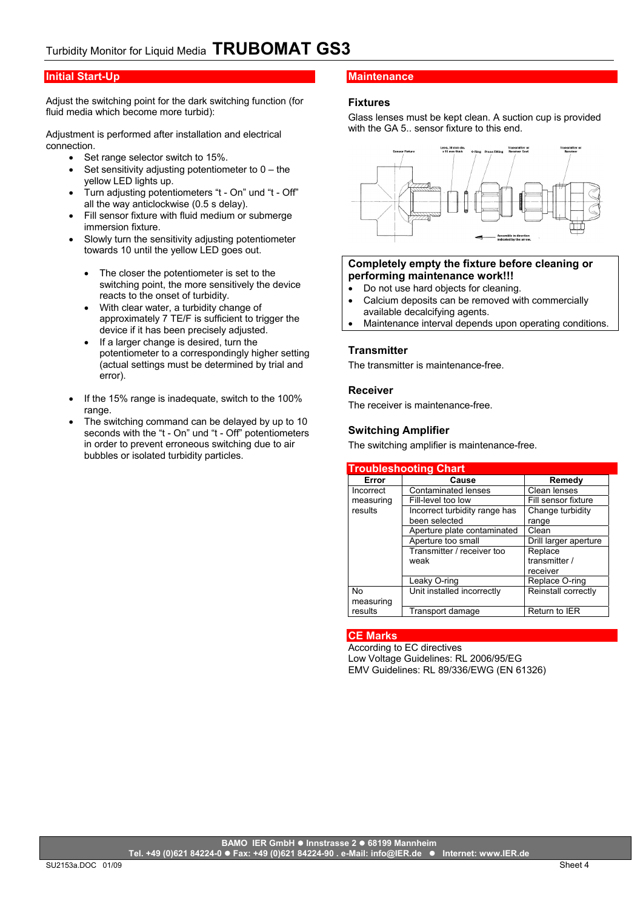## Initial Start-Up

Adjust the switching point for the dark switching function (for fluid media which become more turbid):

Adjustment is performed after installation and electrical connection.

- Set range selector switch to 15%.
- Set sensitivity adjusting potentiometer to 0 – the yellow LED lights up.
- Turn adjusting potentiometers "t - On" und "t - Off" all the way anticlockwise (0.5 s delay).
- Fill sensor fixture with fluid medium or submerge immersion fixture.
- Slowly turn the sensitivity adjusting potentiometer towards 10 until the yellow LED goes out.
  - The closer the potentiometer is set to the switching point, the more sensitively the device reacts to the onset of turbidity.
  - With clear water, a turbidity change of approximately 7 TE/F is sufficient to trigger the device if it has been precisely adjusted.
  - If a larger change is desired, turn the potentiometer to a correspondingly higher setting (actual settings must be determined by trial and error).
- If the 15% range is inadequate, switch to the 100% range.
- The switching command can be delayed by up to 10 seconds with the "t - On" und "t - Off" potentiometers in order to prevent erroneous switching due to air bubbles or isolated turbidity particles.

## Maintenance

### Fixtures

Glass lenses must be kept clean. A suction cup is provided with the GA 5.. sensor fixture to this end.

Sensor Fixture

Lens, 30 mm dia. x 15 mm thick

O-Ring

Press Fitting

Transmitter or Receiver Seat

Transmitter or Receiver

Assemble in direction indicated by the arrow.

**Completely empty the fixture before cleaning or performing maintenance work!!!**

- Do not use hard objects for cleaning.
- Calcium deposits can be removed with commercially available decalcifying agents.
- Maintenance interval depends upon operating conditions.

### Transmitter

The transmitter is maintenance-free.

### Receiver

The receiver is maintenance-free.

### Switching Amplifier

The switching amplifier is maintenance-free.

## Troubleshooting Chart

| Error | Cause | Remedy |
|---|---|---|
| Incorrect measuring results | Contaminated lenses | Clean lenses |
| | Fill-level too low | Fill sensor fixture |
| | Incorrect turbidity range has been selected | Change turbidity range |
| | Aperture plate contaminated | Clean |
| | Aperture too small | Drill larger aperture |
| | Transmitter / receiver too weak | Replace transmitter / receiver |
| | Leaky O-ring | Replace O-ring |
| No measuring results | Unit installed incorrectly | Reinstall correctly |
| | Transport damage | Return to IER |

## CE Marks

According to EC directives
Low Voltage Guidelines: RL 2006/95/EG
EMV Guidelines: RL 89/336/EWG (EN 61326)